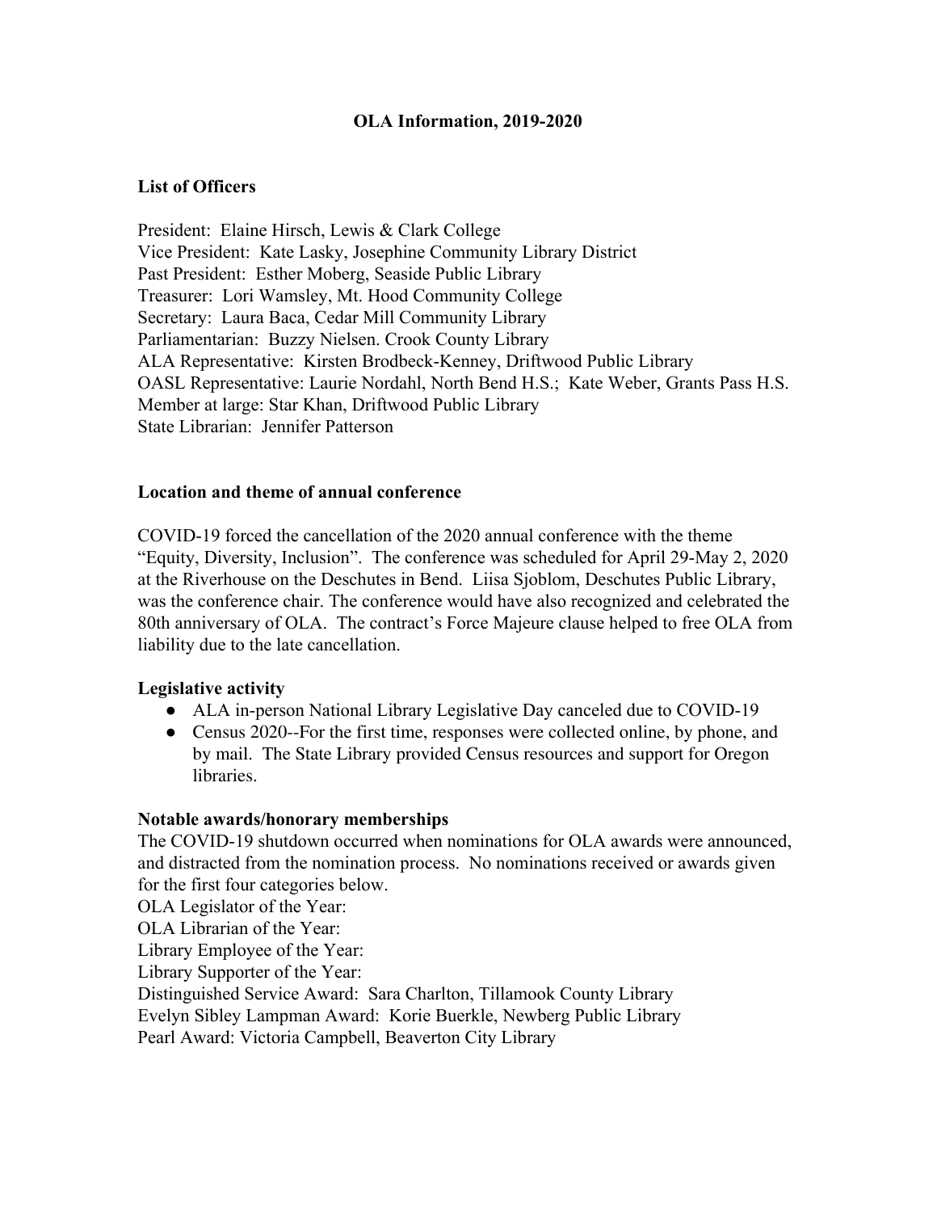# OLA Information, 2019-2020

## List of Officers

President: Elaine Hirsch, Lewis & Clark College
Vice President: Kate Lasky, Josephine Community Library District
Past President: Esther Moberg, Seaside Public Library
Treasurer: Lori Wamsley, Mt. Hood Community College
Secretary: Laura Baca, Cedar Mill Community Library
Parliamentarian: Buzzy Nielsen. Crook County Library
ALA Representative: Kirsten Brodbeck-Kenney, Driftwood Public Library
OASL Representative: Laurie Nordahl, North Bend H.S.; Kate Weber, Grants Pass H.S.
Member at large: Star Khan, Driftwood Public Library
State Librarian: Jennifer Patterson

## Location and theme of annual conference

COVID-19 forced the cancellation of the 2020 annual conference with the theme "Equity, Diversity, Inclusion". The conference was scheduled for April 29-May 2, 2020 at the Riverhouse on the Deschutes in Bend. Liisa Sjoblom, Deschutes Public Library, was the conference chair. The conference would have also recognized and celebrated the 80th anniversary of OLA. The contract's Force Majeure clause helped to free OLA from liability due to the late cancellation.

## Legislative activity

- ALA in-person National Library Legislative Day canceled due to COVID-19
- Census 2020--For the first time, responses were collected online, by phone, and by mail. The State Library provided Census resources and support for Oregon libraries.

## Notable awards/honorary memberships

The COVID-19 shutdown occurred when nominations for OLA awards were announced, and distracted from the nomination process. No nominations received or awards given for the first four categories below.

OLA Legislator of the Year:
OLA Librarian of the Year:
Library Employee of the Year:
Library Supporter of the Year:
Distinguished Service Award: Sara Charlton, Tillamook County Library
Evelyn Sibley Lampman Award: Korie Buerkle, Newberg Public Library
Pearl Award: Victoria Campbell, Beaverton City Library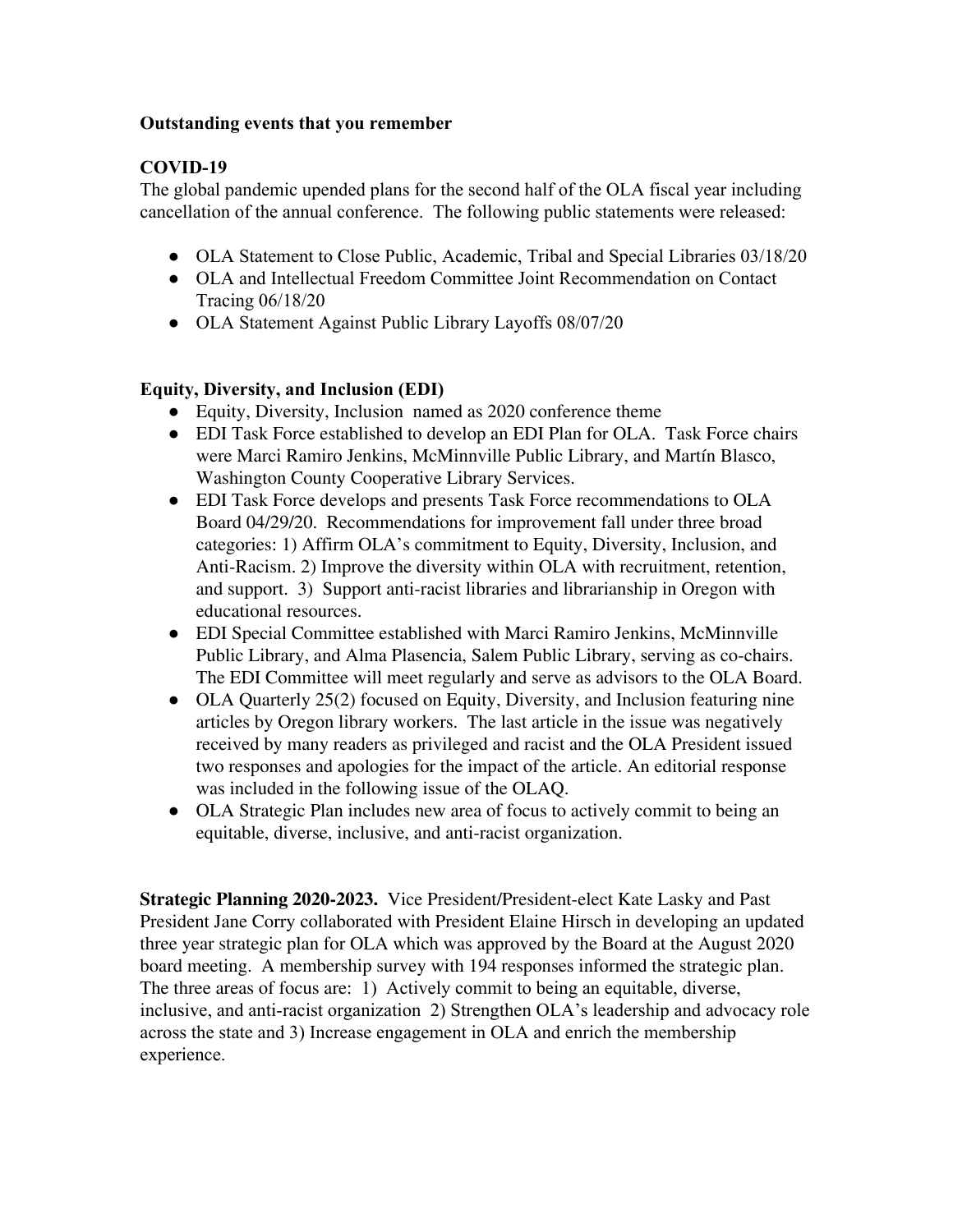**Outstanding events that you remember**

**COVID-19**

The global pandemic upended plans for the second half of the OLA fiscal year including cancellation of the annual conference. The following public statements were released:

- OLA Statement to Close Public, Academic, Tribal and Special Libraries 03/18/20
- OLA and Intellectual Freedom Committee Joint Recommendation on Contact Tracing 06/18/20
- OLA Statement Against Public Library Layoffs 08/07/20

**Equity, Diversity, and Inclusion (EDI)**

- Equity, Diversity, Inclusion named as 2020 conference theme
- EDI Task Force established to develop an EDI Plan for OLA. Task Force chairs were Marci Ramiro Jenkins, McMinnville Public Library, and Martín Blasco, Washington County Cooperative Library Services.
- EDI Task Force develops and presents Task Force recommendations to OLA Board 04/29/20. Recommendations for improvement fall under three broad categories: 1) Affirm OLA's commitment to Equity, Diversity, Inclusion, and Anti-Racism. 2) Improve the diversity within OLA with recruitment, retention, and support. 3) Support anti-racist libraries and librarianship in Oregon with educational resources.
- EDI Special Committee established with Marci Ramiro Jenkins, McMinnville Public Library, and Alma Plasencia, Salem Public Library, serving as co-chairs. The EDI Committee will meet regularly and serve as advisors to the OLA Board.
- OLA Quarterly 25(2) focused on Equity, Diversity, and Inclusion featuring nine articles by Oregon library workers. The last article in the issue was negatively received by many readers as privileged and racist and the OLA President issued two responses and apologies for the impact of the article. An editorial response was included in the following issue of the OLAQ.
- OLA Strategic Plan includes new area of focus to actively commit to being an equitable, diverse, inclusive, and anti-racist organization.

**Strategic Planning 2020-2023.** Vice President/President-elect Kate Lasky and Past President Jane Corry collaborated with President Elaine Hirsch in developing an updated three year strategic plan for OLA which was approved by the Board at the August 2020 board meeting. A membership survey with 194 responses informed the strategic plan. The three areas of focus are: 1) Actively commit to being an equitable, diverse, inclusive, and anti-racist organization 2) Strengthen OLA's leadership and advocacy role across the state and 3) Increase engagement in OLA and enrich the membership experience.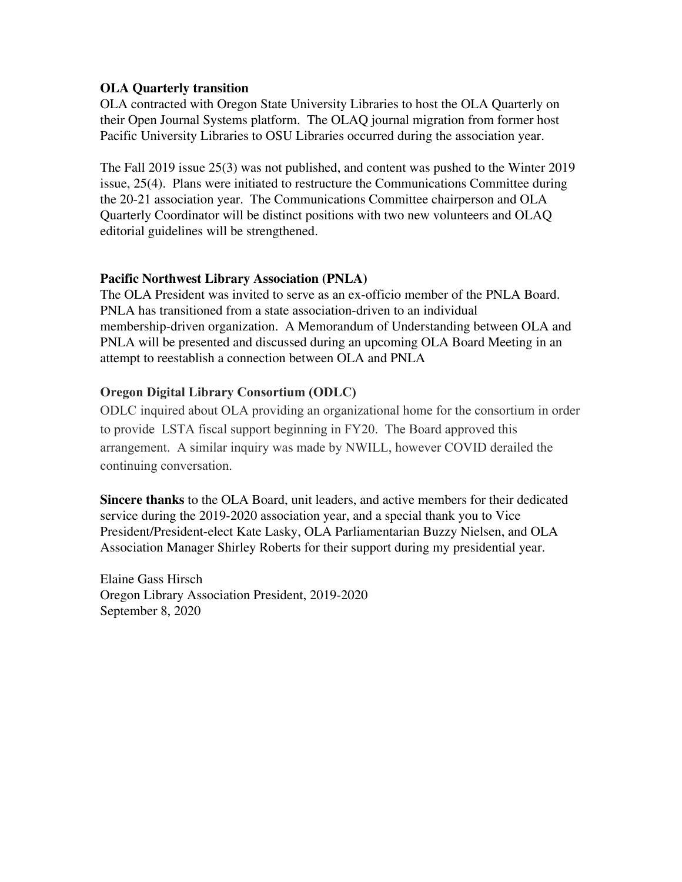**OLA Quarterly transition**

OLA contracted with Oregon State University Libraries to host the OLA Quarterly on their Open Journal Systems platform. The OLAQ journal migration from former host Pacific University Libraries to OSU Libraries occurred during the association year.

The Fall 2019 issue 25(3) was not published, and content was pushed to the Winter 2019 issue, 25(4). Plans were initiated to restructure the Communications Committee during the 20-21 association year. The Communications Committee chairperson and OLA Quarterly Coordinator will be distinct positions with two new volunteers and OLAQ editorial guidelines will be strengthened.

**Pacific Northwest Library Association (PNLA)**

The OLA President was invited to serve as an ex-officio member of the PNLA Board. PNLA has transitioned from a state association-driven to an individual membership-driven organization. A Memorandum of Understanding between OLA and PNLA will be presented and discussed during an upcoming OLA Board Meeting in an attempt to reestablish a connection between OLA and PNLA

**Oregon Digital Library Consortium (ODLC)**

ODLC inquired about OLA providing an organizational home for the consortium in order to provide LSTA fiscal support beginning in FY20. The Board approved this arrangement. A similar inquiry was made by NWILL, however COVID derailed the continuing conversation.

**Sincere thanks** to the OLA Board, unit leaders, and active members for their dedicated service during the 2019-2020 association year, and a special thank you to Vice President/President-elect Kate Lasky, OLA Parliamentarian Buzzy Nielsen, and OLA Association Manager Shirley Roberts for their support during my presidential year.

Elaine Gass Hirsch
Oregon Library Association President, 2019-2020
September 8, 2020